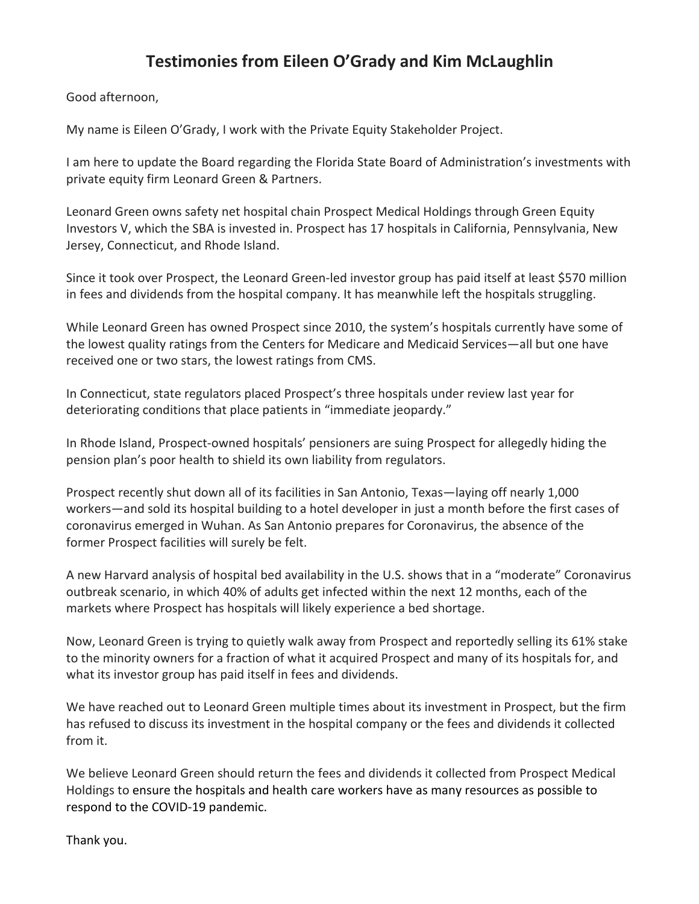# Testimonies from Eileen O'Grady and Kim McLaughlin

Good afternoon,

My name is Eileen O'Grady, I work with the Private Equity Stakeholder Project.

I am here to update the Board regarding the Florida State Board of Administration's investments with private equity firm Leonard Green & Partners.

Leonard Green owns safety net hospital chain Prospect Medical Holdings through Green Equity Investors V, which the SBA is invested in. Prospect has 17 hospitals in California, Pennsylvania, New Jersey, Connecticut, and Rhode Island.

Since it took over Prospect, the Leonard Green-led investor group has paid itself at least $570 million in fees and dividends from the hospital company. It has meanwhile left the hospitals struggling.

While Leonard Green has owned Prospect since 2010, the system's hospitals currently have some of the lowest quality ratings from the Centers for Medicare and Medicaid Services—all but one have received one or two stars, the lowest ratings from CMS.

In Connecticut, state regulators placed Prospect's three hospitals under review last year for deteriorating conditions that place patients in "immediate jeopardy."

In Rhode Island, Prospect-owned hospitals' pensioners are suing Prospect for allegedly hiding the pension plan's poor health to shield its own liability from regulators.

Prospect recently shut down all of its facilities in San Antonio, Texas—laying off nearly 1,000 workers—and sold its hospital building to a hotel developer in just a month before the first cases of coronavirus emerged in Wuhan. As San Antonio prepares for Coronavirus, the absence of the former Prospect facilities will surely be felt.

A new Harvard analysis of hospital bed availability in the U.S. shows that in a "moderate" Coronavirus outbreak scenario, in which 40% of adults get infected within the next 12 months, each of the markets where Prospect has hospitals will likely experience a bed shortage.

Now, Leonard Green is trying to quietly walk away from Prospect and reportedly selling its 61% stake to the minority owners for a fraction of what it acquired Prospect and many of its hospitals for, and what its investor group has paid itself in fees and dividends.

We have reached out to Leonard Green multiple times about its investment in Prospect, but the firm has refused to discuss its investment in the hospital company or the fees and dividends it collected from it.

We believe Leonard Green should return the fees and dividends it collected from Prospect Medical Holdings to ensure the hospitals and health care workers have as many resources as possible to respond to the COVID-19 pandemic.

Thank you.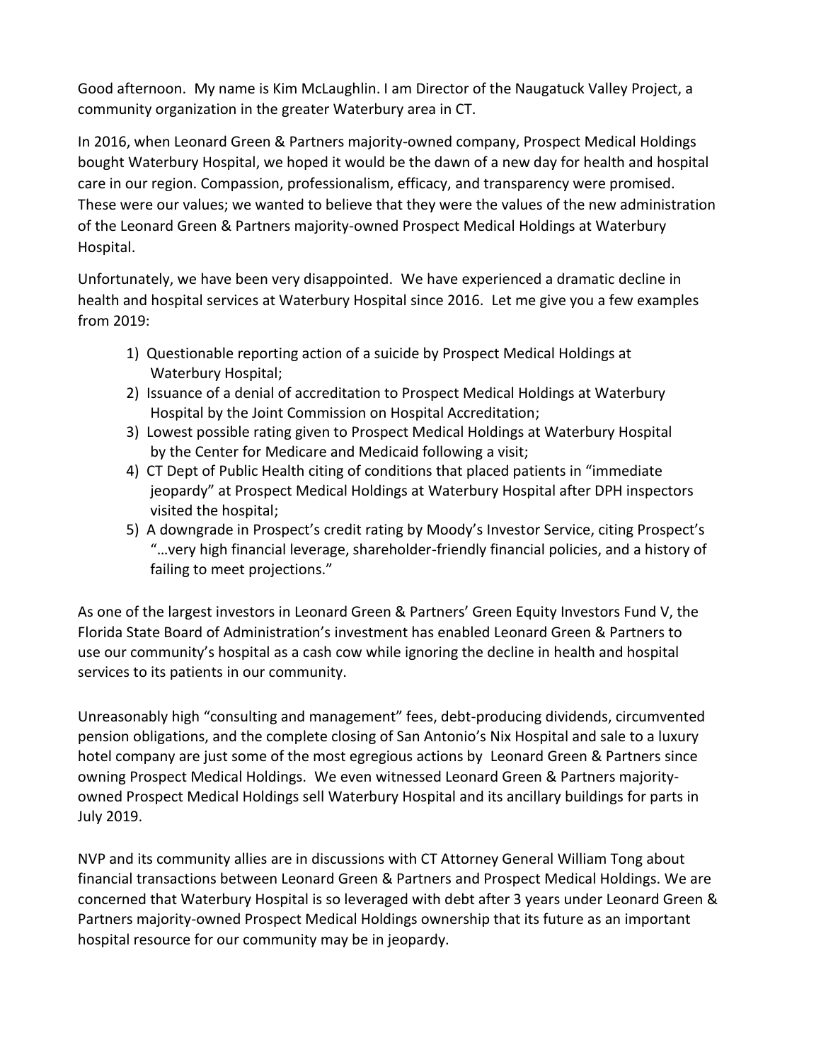Good afternoon. My name is Kim McLaughlin. I am Director of the Naugatuck Valley Project, a community organization in the greater Waterbury area in CT.

In 2016, when Leonard Green & Partners majority-owned company, Prospect Medical Holdings bought Waterbury Hospital, we hoped it would be the dawn of a new day for health and hospital care in our region. Compassion, professionalism, efficacy, and transparency were promised. These were our values; we wanted to believe that they were the values of the new administration of the Leonard Green & Partners majority-owned Prospect Medical Holdings at Waterbury Hospital.

Unfortunately, we have been very disappointed. We have experienced a dramatic decline in health and hospital services at Waterbury Hospital since 2016. Let me give you a few examples from 2019:

1) Questionable reporting action of a suicide by Prospect Medical Holdings at Waterbury Hospital;
2) Issuance of a denial of accreditation to Prospect Medical Holdings at Waterbury Hospital by the Joint Commission on Hospital Accreditation;
3) Lowest possible rating given to Prospect Medical Holdings at Waterbury Hospital by the Center for Medicare and Medicaid following a visit;
4) CT Dept of Public Health citing of conditions that placed patients in "immediate jeopardy" at Prospect Medical Holdings at Waterbury Hospital after DPH inspectors visited the hospital;
5) A downgrade in Prospect's credit rating by Moody's Investor Service, citing Prospect's "…very high financial leverage, shareholder-friendly financial policies, and a history of failing to meet projections."

As one of the largest investors in Leonard Green & Partners' Green Equity Investors Fund V, the Florida State Board of Administration's investment has enabled Leonard Green & Partners to use our community's hospital as a cash cow while ignoring the decline in health and hospital services to its patients in our community.

Unreasonably high "consulting and management" fees, debt-producing dividends, circumvented pension obligations, and the complete closing of San Antonio's Nix Hospital and sale to a luxury hotel company are just some of the most egregious actions by Leonard Green & Partners since owning Prospect Medical Holdings. We even witnessed Leonard Green & Partners majority-owned Prospect Medical Holdings sell Waterbury Hospital and its ancillary buildings for parts in July 2019.

NVP and its community allies are in discussions with CT Attorney General William Tong about financial transactions between Leonard Green & Partners and Prospect Medical Holdings. We are concerned that Waterbury Hospital is so leveraged with debt after 3 years under Leonard Green & Partners majority-owned Prospect Medical Holdings ownership that its future as an important hospital resource for our community may be in jeopardy.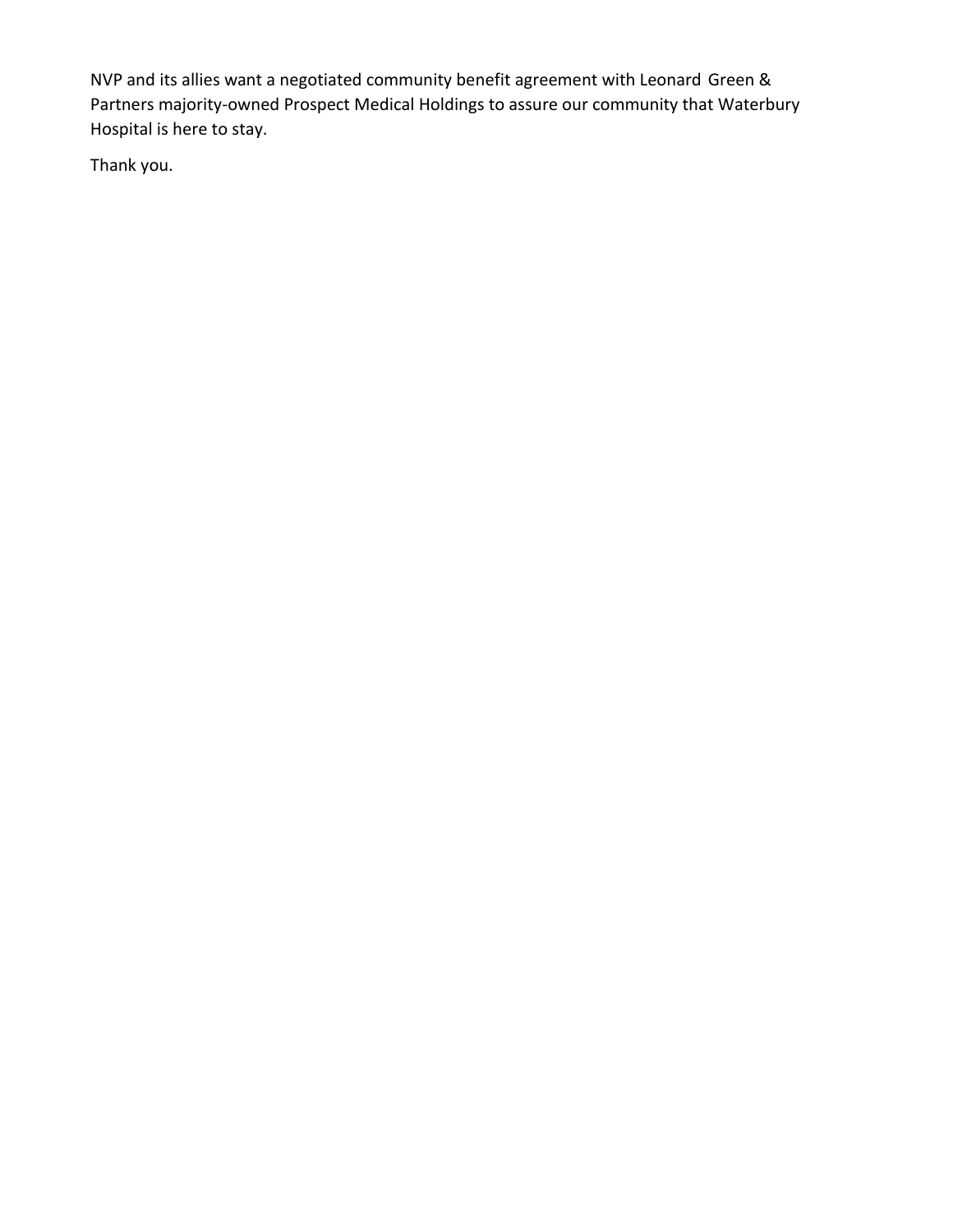NVP and its allies want a negotiated community benefit agreement with Leonard Green & Partners majority-owned Prospect Medical Holdings to assure our community that Waterbury Hospital is here to stay.

Thank you.